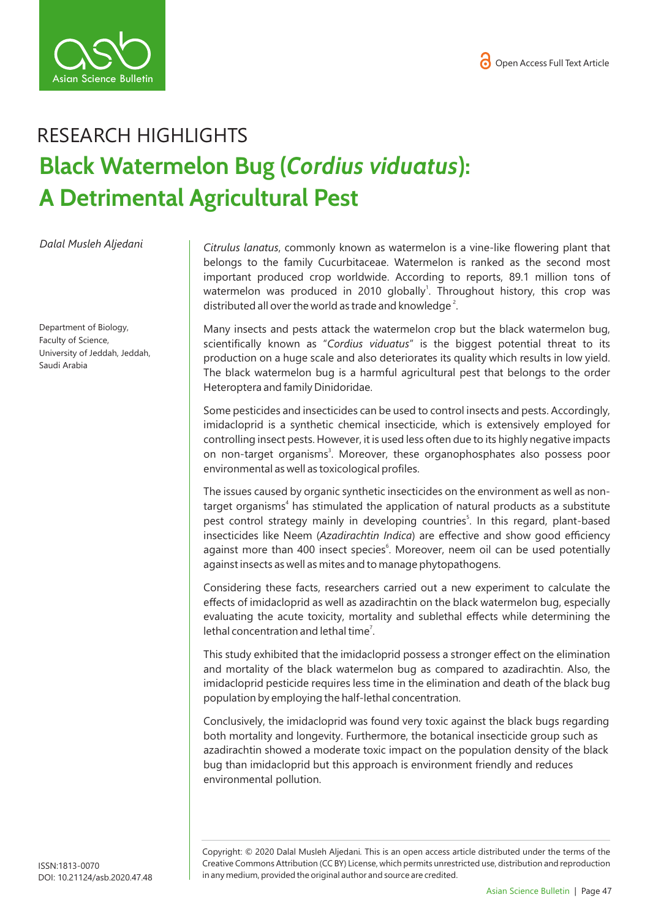RESEARCH HIGHLIGHTS

# Black Watermelon Bug (*Cordius viduatus*): A Detrimental Agricultural Pest

*Dalal Musleh Aljedani*

Department of Biology, Faculty of Science, University of Jeddah, Jeddah, Saudi Arabia

*Citrulus lanatus*, commonly known as watermelon is a vine-like flowering plant that belongs to the family Cucurbitaceae. Watermelon is ranked as the second most important produced crop worldwide. According to reports, 89.1 million tons of watermelon was produced in 2010 globally[1]. Throughout history, this crop was distributed all over the world as trade and knowledge [2].

Many insects and pests attack the watermelon crop but the black watermelon bug, scientifically known as "*Cordius viduatus*" is the biggest potential threat to its production on a huge scale and also deteriorates its quality which results in low yield. The black watermelon bug is a harmful agricultural pest that belongs to the order Heteroptera and family Dinidoridae.

Some pesticides and insecticides can be used to control insects and pests. Accordingly, imidacloprid is a synthetic chemical insecticide, which is extensively employed for controlling insect pests. However, it is used less often due to its highly negative impacts on non-target organisms[3]. Moreover, these organophosphates also possess poor environmental as well as toxicological profiles.

The issues caused by organic synthetic insecticides on the environment as well as non-target organisms[4] has stimulated the application of natural products as a substitute pest control strategy mainly in developing countries[5]. In this regard, plant-based insecticides like Neem (*Azadirachtin Indica*) are effective and show good efficiency against more than 400 insect species[6]. Moreover, neem oil can be used potentially against insects as well as mites and to manage phytopathogens.

Considering these facts, researchers carried out a new experiment to calculate the effects of imidacloprid as well as azadirachtin on the black watermelon bug, especially evaluating the acute toxicity, mortality and sublethal effects while determining the lethal concentration and lethal time[7].

This study exhibited that the imidacloprid possess a stronger effect on the elimination and mortality of the black watermelon bug as compared to azadirachtin. Also, the imidacloprid pesticide requires less time in the elimination and death of the black bug population by employing the half-lethal concentration.

Conclusively, the imidacloprid was found very toxic against the black bugs regarding both mortality and longevity. Furthermore, the botanical insecticide group such as azadirachtin showed a moderate toxic impact on the population density of the black bug than imidacloprid but this approach is environment friendly and reduces environmental pollution.

ISSN:1813-0070
DOI: 10.21124/asb.2020.47.48

Copyright: © 2020 Dalal Musleh Aljedani. This is an open access article distributed under the terms of the Creative Commons Attribution (CC BY) License, which permits unrestricted use, distribution and reproduction in any medium, provided the original author and source are credited.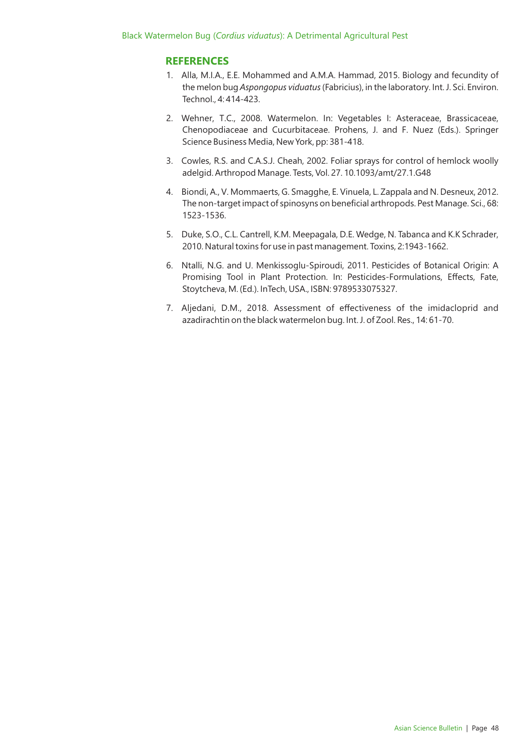## REFERENCES

1. Alla, M.I.A., E.E. Mohammed and A.M.A. Hammad, 2015. Biology and fecundity of the melon bug *Aspongopus viduatus* (Fabricius), in the laboratory. Int. J. Sci. Environ. Technol., 4: 414-423.

2. Wehner, T.C., 2008. Watermelon. In: Vegetables I: Asteraceae, Brassicaceae, Chenopodiaceae and Cucurbitaceae. Prohens, J. and F. Nuez (Eds.). Springer Science Business Media, New York, pp: 381-418.

3. Cowles, R.S. and C.A.S.J. Cheah, 2002. Foliar sprays for control of hemlock woolly adelgid. Arthropod Manage. Tests, Vol. 27. 10.1093/amt/27.1.G48

4. Biondi, A., V. Mommaerts, G. Smagghe, E. Vinuela, L. Zappala and N. Desneux, 2012. The non-target impact of spinosyns on beneficial arthropods. Pest Manage. Sci., 68: 1523-1536.

5. Duke, S.O., C.L. Cantrell, K.M. Meepagala, D.E. Wedge, N. Tabanca and K.K Schrader, 2010. Natural toxins for use in past management. Toxins, 2:1943-1662.

6. Ntalli, N.G. and U. Menkissoglu-Spiroudi, 2011. Pesticides of Botanical Origin: A Promising Tool in Plant Protection. In: Pesticides-Formulations, Effects, Fate, Stoytcheva, M. (Ed.). InTech, USA., ISBN: 9789533075327.

7. Aljedani, D.M., 2018. Assessment of effectiveness of the imidacloprid and azadirachtin on the black watermelon bug. Int. J. of Zool. Res., 14: 61-70.